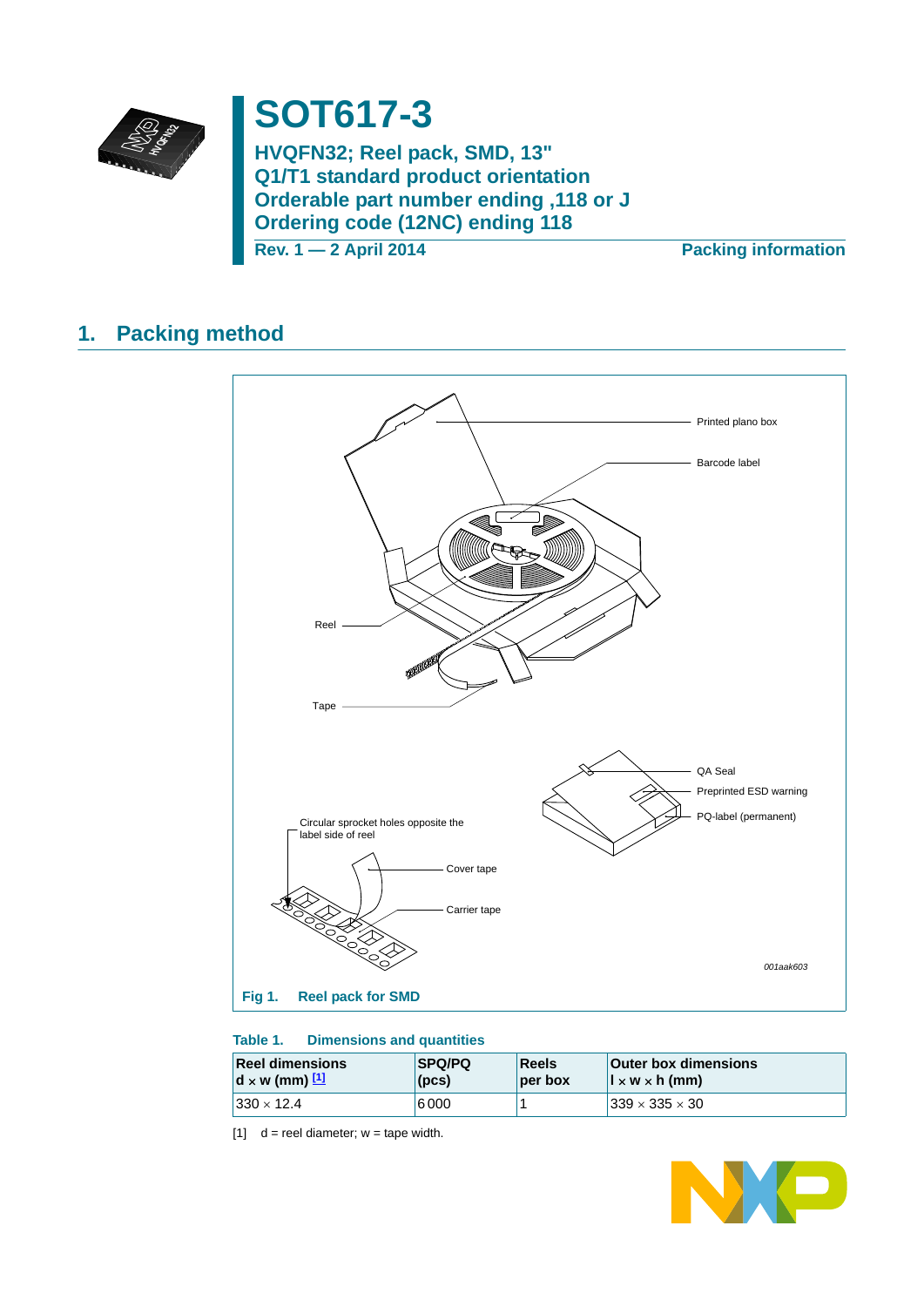# SOT617-3

**HVQFN32; Reel pack, SMD, 13"**
**Q1/T1 standard product orientation**
**Orderable part number ending ,118 or J**
**Ordering code (12NC) ending 118**

**Rev. 1 — 2 April 2014** **Packing information**

## 1. Packing method

Printed plano box

Barcode label

Reel

Tape

QA Seal

Preprinted ESD warning

PQ-label (permanent)

Circular sprocket holes opposite the label side of reel

Cover tape

Carrier tape

*001aak603*

**Fig 1. Reel pack for SMD**

**Table 1. Dimensions and quantities**

| Reel dimensions d × w (mm) [1] | SPQ/PQ (pcs) | Reels per box | Outer box dimensions l × w × h (mm) |
|---|---|---|---|
| 330 × 12.4 | 6 000 | 1 | 339 × 335 × 30 |

[1] d = reel diameter; w = tape width.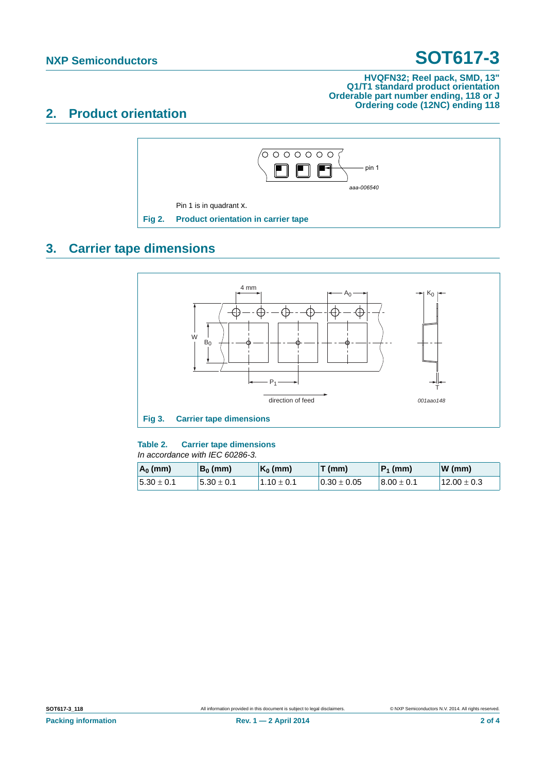## 2. Product orientation

Pin 1 is in quadrant X.

Fig 2. Product orientation in carrier tape

## 3. Carrier tape dimensions

Fig 3. Carrier tape dimensions

**Table 2. Carrier tape dimensions**

*In accordance with IEC 60286-3.*

| $A_0$ (mm) | $B_0$ (mm) | $K_0$ (mm) | T (mm) | $P_1$ (mm) | W (mm) |
|---|---|---|---|---|---|
| 5.30 ± 0.1 | 5.30 ± 0.1 | 1.10 ± 0.1 | 0.30 ± 0.05 | 8.00 ± 0.1 | 12.00 ± 0.3 |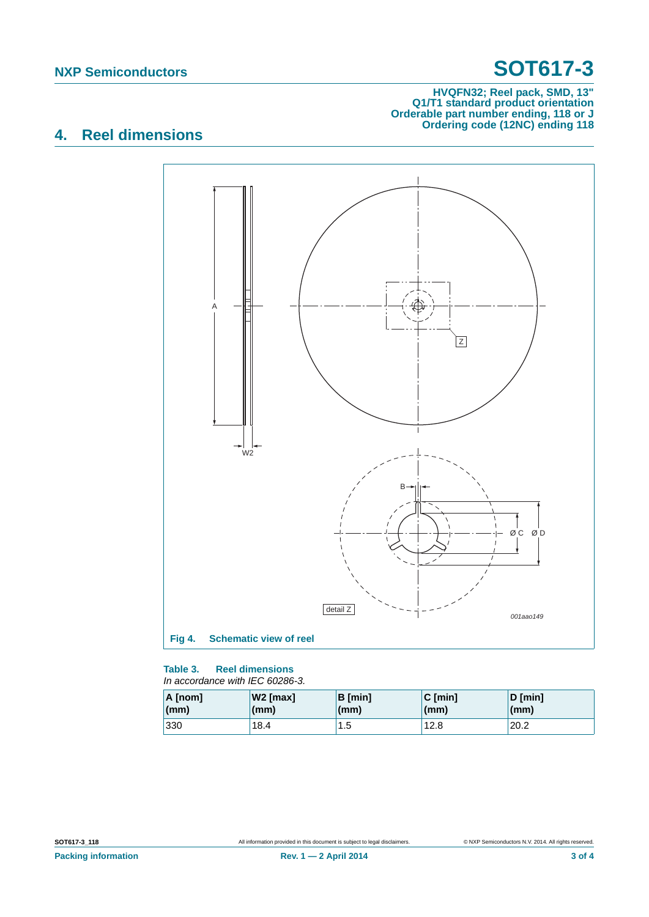HVQFN32; Reel pack, SMD, 13"
Q1/T1 standard product orientation
Orderable part number ending, 118 or J
Ordering code (12NC) ending 118

## 4. Reel dimensions

Fig 4. Schematic view of reel

**Table 3. Reel dimensions**

*In accordance with IEC 60286-3.*

| A [nom] (mm) | W2 [max] (mm) | B [min] (mm) | C [min] (mm) | D [min] (mm) |
|---|---|---|---|---|
| 330 | 18.4 | 1.5 | 12.8 | 20.2 |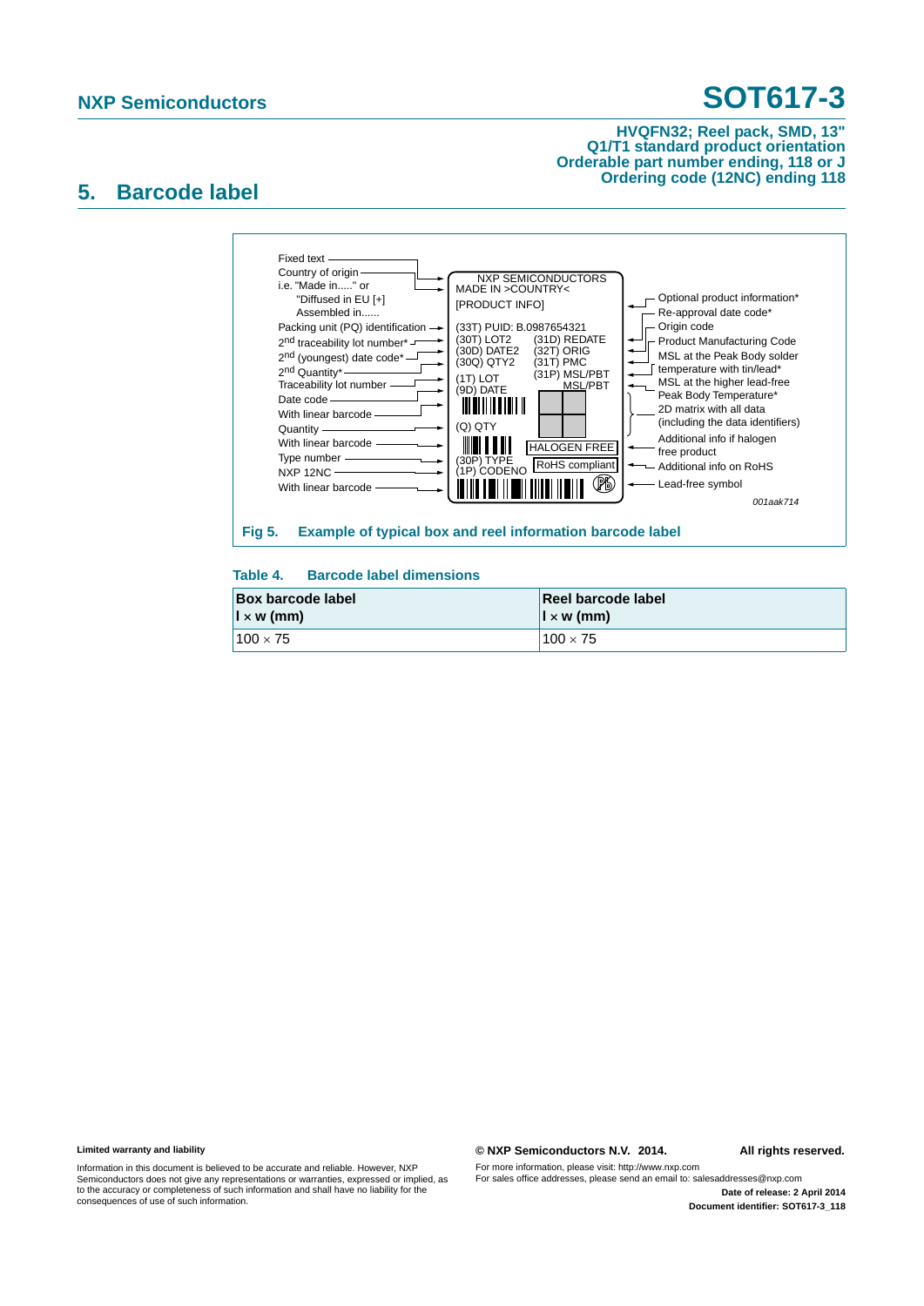## 5. Barcode label

Fixed text
Country of origin
i.e. "Made in....." or
"Diffused in EU [+]
Assembled in......
Packing unit (PQ) identification
2nd traceability lot number*
2nd (youngest) date code*
2nd Quantity*
Traceability lot number
Date code
With linear barcode
Quantity
With linear barcode
Type number
NXP 12NC
With linear barcode

NXP SEMICONDUCTORS
MADE IN >COUNTRY<
[PRODUCT INFO]
(33T) PUID: B.0987654321
(30T) LOT2
(30D) DATE2
(30Q) QTY2
(1T) LOT
(9D) DATE
(31D) REDATE
(32T) ORIG
(31T) PMC
(31P) MSL/PBT
MSL/PBT
(Q) QTY
HALOGEN FREE
(30P) TYPE
(1P) CODENO
RoHS compliant

Optional product information*
Re-approval date code*
Origin code
Product Manufacturing Code
MSL at the Peak Body solder temperature with tin/lead*
MSL at the higher lead-free Peak Body Temperature*
2D matrix with all data (including the data identifiers)
Additional info if halogen free product
Additional info on RoHS
Lead-free symbol

001aak714

**Fig 5. Example of typical box and reel information barcode label**

**Table 4. Barcode label dimensions**

| Box barcode label l × w (mm) | Reel barcode label l × w (mm) |
|---|---|
| 100 × 75 | 100 × 75 |